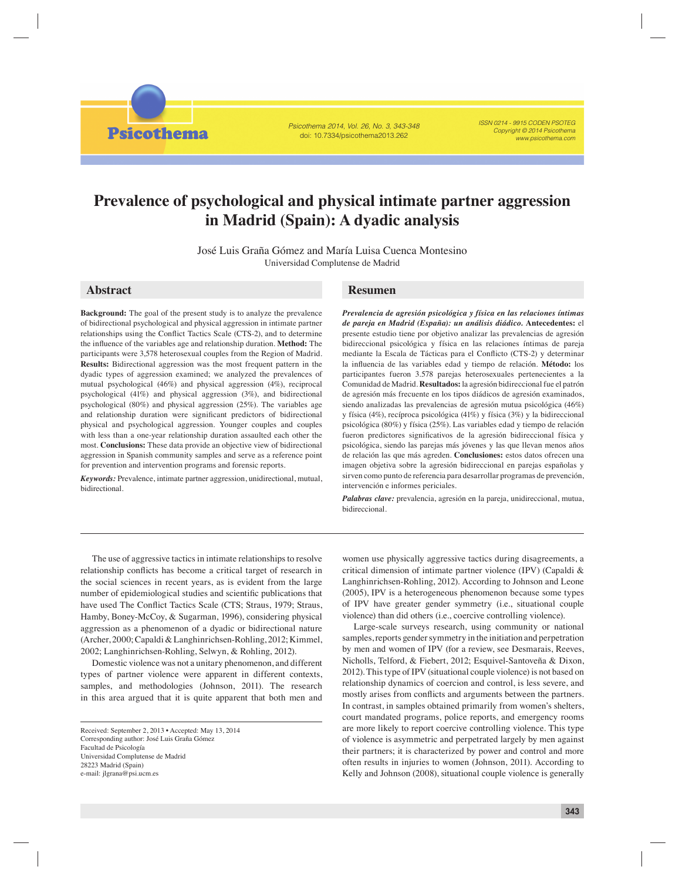# Prevalence of psychological and physical intimate partner aggression in Madrid (Spain): A dyadic analysis

José Luis Graña Gómez and María Luisa Cuenca Montesino

Universidad Complutense de Madrid

## Abstract

**Background:** The goal of the present study is to analyze the prevalence of bidirectional psychological and physical aggression in intimate partner relationships using the Conflict Tactics Scale (CTS-2), and to determine the influence of the variables age and relationship duration. **Method:** The participants were 3,578 heterosexual couples from the Region of Madrid. **Results:** Bidirectional aggression was the most frequent pattern in the dyadic types of aggression examined; we analyzed the prevalences of mutual psychological (46%) and physical aggression (4%), reciprocal psychological (41%) and physical aggression (3%), and bidirectional psychological (80%) and physical aggression (25%). The variables age and relationship duration were significant predictors of bidirectional physical and psychological aggression. Younger couples and couples with less than a one-year relationship duration assaulted each other the most. **Conclusions:** These data provide an objective view of bidirectional aggression in Spanish community samples and serve as a reference point for prevention and intervention programs and forensic reports.

***Keywords:*** Prevalence, intimate partner aggression, unidirectional, mutual, bidirectional.

## Resumen

***Prevalencia de agresión psicológica y física en las relaciones íntimas de pareja en Madrid (España): un análisis diádico.*** **Antecedentes:** el presente estudio tiene por objetivo analizar las prevalencias de agresión bidireccional psicológica y física en las relaciones íntimas de pareja mediante la Escala de Tácticas para el Conflicto (CTS-2) y determinar la influencia de las variables edad y tiempo de relación. **Método:** los participantes fueron 3.578 parejas heterosexuales pertenecientes a la Comunidad de Madrid. **Resultados:** la agresión bidireccional fue el patrón de agresión más frecuente en los tipos diádicos de agresión examinados, siendo analizadas las prevalencias de agresión mutua psicológica (46%) y física (4%), recíproca psicológica (41%) y física (3%) y la bidireccional psicológica (80%) y física (25%). Las variables edad y tiempo de relación fueron predictores significativos de la agresión bidireccional física y psicológica, siendo las parejas más jóvenes y las que llevan menos años de relación las que más agreden. **Conclusiones:** estos datos ofrecen una imagen objetiva sobre la agresión bidireccional en parejas españolas y sirven como punto de referencia para desarrollar programas de prevención, intervención e informes periciales.

***Palabras clave:*** prevalencia, agresión en la pareja, unidireccional, mutua, bidireccional.

---

The use of aggressive tactics in intimate relationships to resolve relationship conflicts has become a critical target of research in the social sciences in recent years, as is evident from the large number of epidemiological studies and scientific publications that have used The Conflict Tactics Scale (CTS; Straus, 1979; Straus, Hamby, Boney-McCoy, & Sugarman, 1996), considering physical aggression as a phenomenon of a dyadic or bidirectional nature (Archer, 2000; Capaldi & Langhinrichsen-Rohling, 2012; Kimmel, 2002; Langhinrichsen-Rohling, Selwyn, & Rohling, 2012).

Domestic violence was not a unitary phenomenon, and different types of partner violence were apparent in different contexts, samples, and methodologies (Johnson, 2011). The research in this area argued that it is quite apparent that both men and women use physically aggressive tactics during disagreements, a critical dimension of intimate partner violence (IPV) (Capaldi & Langhinrichsen-Rohling, 2012). According to Johnson and Leone (2005), IPV is a heterogeneous phenomenon because some types of IPV have greater gender symmetry (i.e., situational couple violence) than did others (i.e., coercive controlling violence).

Large-scale surveys research, using community or national samples, reports gender symmetry in the initiation and perpetration by men and women of IPV (for a review, see Desmarais, Reeves, Nicholls, Telford, & Fiebert, 2012; Esquivel-Santoveña & Dixon, 2012). This type of IPV (situational couple violence) is not based on relationship dynamics of coercion and control, is less severe, and mostly arises from conflicts and arguments between the partners. In contrast, in samples obtained primarily from women's shelters, court mandated programs, police reports, and emergency rooms are more likely to report coercive controlling violence. This type of violence is asymmetric and perpetrated largely by men against their partners; it is characterized by power and control and more often results in injuries to women (Johnson, 2011). According to Kelly and Johnson (2008), situational couple violence is generally

---

Received: September 2, 2013 • Accepted: May 13, 2014
Corresponding author: José Luis Graña Gómez
Facultad de Psicología
Universidad Complutense de Madrid
28223 Madrid (Spain)
e-mail: jlgrana@psi.ucm.es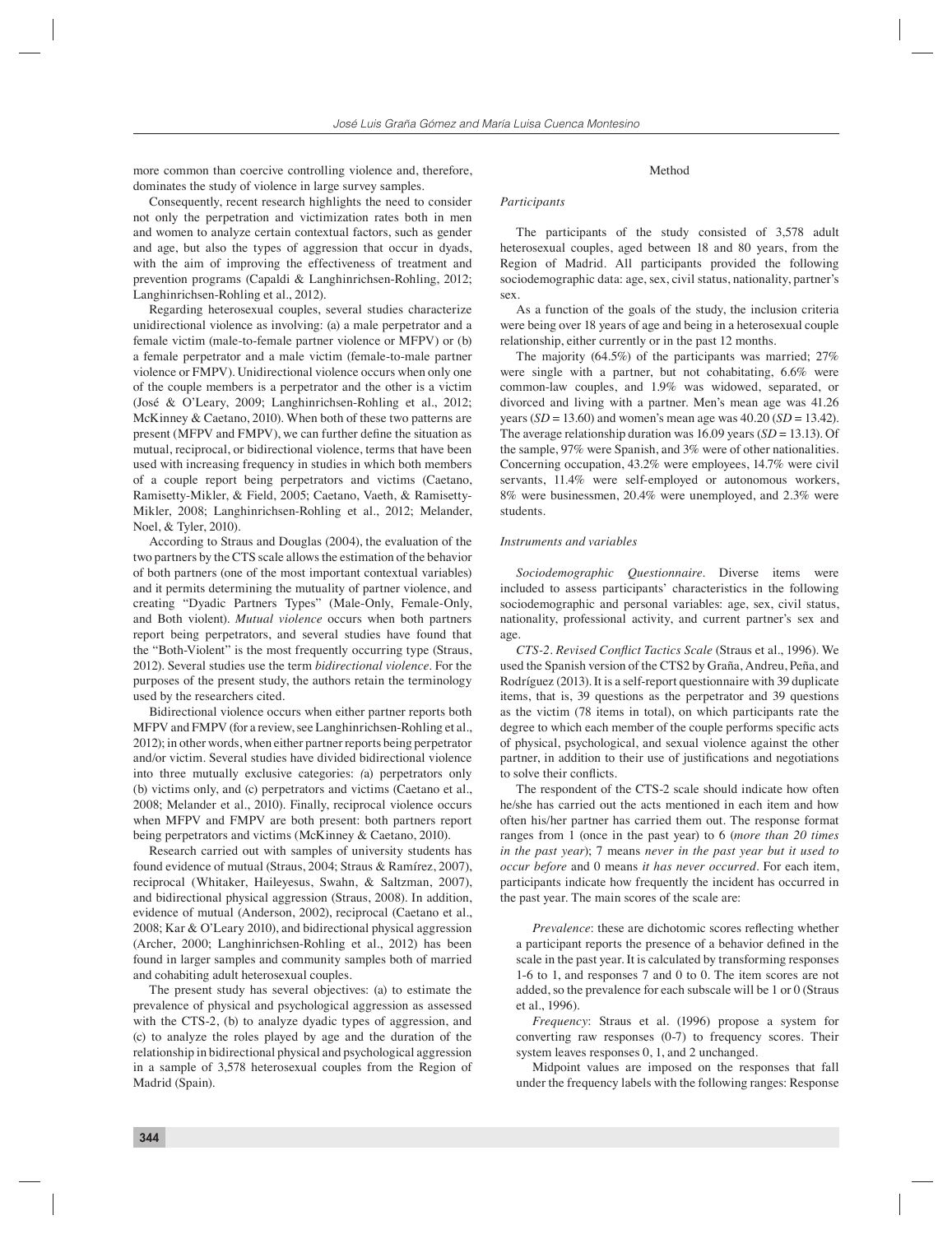more common than coercive controlling violence and, therefore, dominates the study of violence in large survey samples.

Consequently, recent research highlights the need to consider not only the perpetration and victimization rates both in men and women to analyze certain contextual factors, such as gender and age, but also the types of aggression that occur in dyads, with the aim of improving the effectiveness of treatment and prevention programs (Capaldi & Langhinrichsen-Rohling, 2012; Langhinrichsen-Rohling et al., 2012).

Regarding heterosexual couples, several studies characterize unidirectional violence as involving: (a) a male perpetrator and a female victim (male-to-female partner violence or MFPV) or (b) a female perpetrator and a male victim (female-to-male partner violence or FMPV). Unidirectional violence occurs when only one of the couple members is a perpetrator and the other is a victim (José & O'Leary, 2009; Langhinrichsen-Rohling et al., 2012; McKinney & Caetano, 2010). When both of these two patterns are present (MFPV and FMPV), we can further define the situation as mutual, reciprocal, or bidirectional violence, terms that have been used with increasing frequency in studies in which both members of a couple report being perpetrators and victims (Caetano, Ramisetty-Mikler, & Field, 2005; Caetano, Vaeth, & Ramisetty-Mikler, 2008; Langhinrichsen-Rohling et al., 2012; Melander, Noel, & Tyler, 2010).

According to Straus and Douglas (2004), the evaluation of the two partners by the CTS scale allows the estimation of the behavior of both partners (one of the most important contextual variables) and it permits determining the mutuality of partner violence, and creating "Dyadic Partners Types" (Male-Only, Female-Only, and Both violent). *Mutual violence* occurs when both partners report being perpetrators, and several studies have found that the "Both-Violent" is the most frequently occurring type (Straus, 2012). Several studies use the term *bidirectional violence*. For the purposes of the present study, the authors retain the terminology used by the researchers cited.

Bidirectional violence occurs when either partner reports both MFPV and FMPV (for a review, see Langhinrichsen-Rohling et al., 2012); in other words, when either partner reports being perpetrator and/or victim. Several studies have divided bidirectional violence into three mutually exclusive categories: (a) perpetrators only (b) victims only, and (c) perpetrators and victims (Caetano et al., 2008; Melander et al., 2010). Finally, reciprocal violence occurs when MFPV and FMPV are both present: both partners report being perpetrators and victims (McKinney & Caetano, 2010).

Research carried out with samples of university students has found evidence of mutual (Straus, 2004; Straus & Ramírez, 2007), reciprocal (Whitaker, Haileyesus, Swahn, & Saltzman, 2007), and bidirectional physical aggression (Straus, 2008). In addition, evidence of mutual (Anderson, 2002), reciprocal (Caetano et al., 2008; Kar & O'Leary 2010), and bidirectional physical aggression (Archer, 2000; Langhinrichsen-Rohling et al., 2012) has been found in larger samples and community samples both of married and cohabiting adult heterosexual couples.

The present study has several objectives: (a) to estimate the prevalence of physical and psychological aggression as assessed with the CTS-2, (b) to analyze dyadic types of aggression, and (c) to analyze the roles played by age and the duration of the relationship in bidirectional physical and psychological aggression in a sample of 3,578 heterosexual couples from the Region of Madrid (Spain).

## Method

### Participants

The participants of the study consisted of 3,578 adult heterosexual couples, aged between 18 and 80 years, from the Region of Madrid. All participants provided the following sociodemographic data: age, sex, civil status, nationality, partner's sex.

As a function of the goals of the study, the inclusion criteria were being over 18 years of age and being in a heterosexual couple relationship, either currently or in the past 12 months.

The majority (64.5%) of the participants was married; 27% were single with a partner, but not cohabitating, 6.6% were common-law couples, and 1.9% was widowed, separated, or divorced and living with a partner. Men's mean age was 41.26 years ($SD$ = 13.60) and women's mean age was 40.20 ($SD$ = 13.42). The average relationship duration was 16.09 years ($SD$ = 13.13). Of the sample, 97% were Spanish, and 3% were of other nationalities. Concerning occupation, 43.2% were employees, 14.7% were civil servants, 11.4% were self-employed or autonomous workers, 8% were businessmen, 20.4% were unemployed, and 2.3% were students.

### Instruments and variables

*Sociodemographic Questionnaire*. Diverse items were included to assess participants' characteristics in the following sociodemographic and personal variables: age, sex, civil status, nationality, professional activity, and current partner's sex and age.

*CTS-2. Revised Conflict Tactics Scale* (Straus et al., 1996). We used the Spanish version of the CTS2 by Graña, Andreu, Peña, and Rodríguez (2013). It is a self-report questionnaire with 39 duplicate items, that is, 39 questions as the perpetrator and 39 questions as the victim (78 items in total), on which participants rate the degree to which each member of the couple performs specific acts of physical, psychological, and sexual violence against the other partner, in addition to their use of justifications and negotiations to solve their conflicts.

The respondent of the CTS-2 scale should indicate how often he/she has carried out the acts mentioned in each item and how often his/her partner has carried them out. The response format ranges from 1 (once in the past year) to 6 (*more than 20 times in the past year*); 7 means *never in the past year but it used to occur before* and 0 means *it has never occurred*. For each item, participants indicate how frequently the incident has occurred in the past year. The main scores of the scale are:

> *Prevalence*: these are dichotomic scores reflecting whether a participant reports the presence of a behavior defined in the scale in the past year. It is calculated by transforming responses 1-6 to 1, and responses 7 and 0 to 0. The item scores are not added, so the prevalence for each subscale will be 1 or 0 (Straus et al., 1996).
>
> *Frequency*: Straus et al. (1996) propose a system for converting raw responses (0-7) to frequency scores. Their system leaves responses 0, 1, and 2 unchanged.
>
> Midpoint values are imposed on the responses that fall under the frequency labels with the following ranges: Response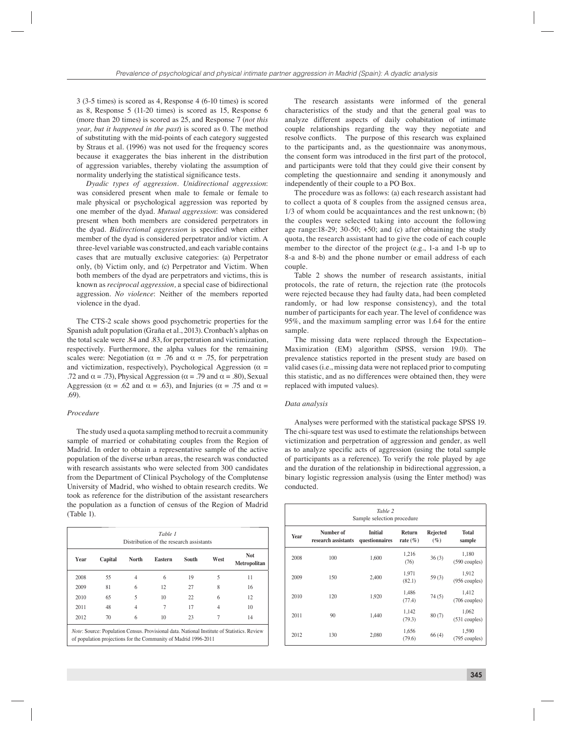3 (3-5 times) is scored as 4, Response 4 (6-10 times) is scored as 8, Response 5 (11-20 times) is scored as 15, Response 6 (more than 20 times) is scored as 25, and Response 7 (*not this year, but it happened in the past*) is scored as 0. The method of substituting with the mid-points of each category suggested by Straus et al. (1996) was not used for the frequency scores because it exaggerates the bias inherent in the distribution of aggression variables, thereby violating the assumption of normality underlying the statistical significance tests.

*Dyadic types of aggression*. *Unidirectional aggression*: was considered present when male to female or female to male physical or psychological aggression was reported by one member of the dyad. *Mutual aggression*: was considered present when both members are considered perpetrators in the dyad. *Bidirectional aggression* is specified when either member of the dyad is considered perpetrator and/or victim. A three-level variable was constructed, and each variable contains cases that are mutually exclusive categories: (a) Perpetrator only, (b) Victim only, and (c) Perpetrator and Victim. When both members of the dyad are perpetrators and victims, this is known as *reciprocal aggression,* a special case of bidirectional aggression. *No violence*: Neither of the members reported violence in the dyad.

The CTS-2 scale shows good psychometric properties for the Spanish adult population (Graña et al., 2013). Cronbach's alphas on the total scale were .84 and .83, for perpetration and victimization, respectively. Furthermore, the alpha values for the remaining scales were: Negotiation ($\alpha$ = .76 and $\alpha$ = .75, for perpetration and victimization, respectively), Psychological Aggression ($\alpha$ = .72 and $\alpha$ = .73), Physical Aggression ($\alpha$ = .79 and $\alpha$ = .80), Sexual Aggression ($\alpha$ = .62 and $\alpha$ = .63), and Injuries ($\alpha$ = .75 and $\alpha$ = .69).

### *Procedure*

The study used a quota sampling method to recruit a community sample of married or cohabitating couples from the Region of Madrid. In order to obtain a representative sample of the active population of the diverse urban areas, the research was conducted with research assistants who were selected from 300 candidates from the Department of Clinical Psychology of the Complutense University of Madrid, who wished to obtain research credits. We took as reference for the distribution of the assistant researchers the population as a function of census of the Region of Madrid (Table 1).

*Table 1*
Distribution of the research assistants

| Year | Capital | North | Eastern | South | West | Not Metropolitan |
|---|---|---|---|---|---|---|
| 2008 | 55 | 4 | 6 | 19 | 5 | 11 |
| 2009 | 81 | 6 | 12 | 27 | 8 | 16 |
| 2010 | 65 | 5 | 10 | 22 | 6 | 12 |
| 2011 | 48 | 4 | 7 | 17 | 4 | 10 |
| 2012 | 70 | 6 | 10 | 23 | 7 | 14 |

*Note*: Source: Population Census. Provisional data. National Institute of Statistics. Review of population projections for the Community of Madrid 1996-2011

The research assistants were informed of the general characteristics of the study and that the general goal was to analyze different aspects of daily cohabitation of intimate couple relationships regarding the way they negotiate and resolve conflicts. The purpose of this research was explained to the participants and, as the questionnaire was anonymous, the consent form was introduced in the first part of the protocol, and participants were told that they could give their consent by completing the questionnaire and sending it anonymously and independently of their couple to a PO Box.

The procedure was as follows: (a) each research assistant had to collect a quota of 8 couples from the assigned census area, 1/3 of whom could be acquaintances and the rest unknown; (b) the couples were selected taking into account the following age range:18-29; 30-50; +50; and (c) after obtaining the study quota, the research assistant had to give the code of each couple member to the director of the project (e.g., 1-a and 1-b up to 8-a and 8-b) and the phone number or email address of each couple.

Table 2 shows the number of research assistants, initial protocols, the rate of return, the rejection rate (the protocols were rejected because they had faulty data, had been completed randomly, or had low response consistency), and the total number of participants for each year. The level of confidence was 95%, and the maximum sampling error was 1.64 for the entire sample.

The missing data were replaced through the Expectation–Maximization (EM) algorithm (SPSS, version 19.0). The prevalence statistics reported in the present study are based on valid cases (i.e., missing data were not replaced prior to computing this statistic, and as no differences were obtained then, they were replaced with imputed values).

### *Data analysis*

Analyses were performed with the statistical package SPSS 19. The chi-square test was used to estimate the relationships between victimization and perpetration of aggression and gender, as well as to analyze specific acts of aggression (using the total sample of participants as a reference). To verify the role played by age and the duration of the relationship in bidirectional aggression, a binary logistic regression analysis (using the Enter method) was conducted.

*Table 2*
Sample selection procedure

| Year | Number of research assistants | Initial questionnaires | Return rate (%) | Rejected (%) | Total sample |
|---|---|---|---|---|---|
| 2008 | 100 | 1,600 | 1,216 (76) | 36 (3) | 1,180 (590 couples) |
| 2009 | 150 | 2,400 | 1,971 (82.1) | 59 (3) | 1,912 (956 couples) |
| 2010 | 120 | 1,920 | 1,486 (77.4) | 74 (5) | 1,412 (706 couples) |
| 2011 | 90 | 1,440 | 1,142 (79.3) | 80 (7) | 1,062 (531 couples) |
| 2012 | 130 | 2,080 | 1,656 (79.6) | 66 (4) | 1,590 (795 couples) |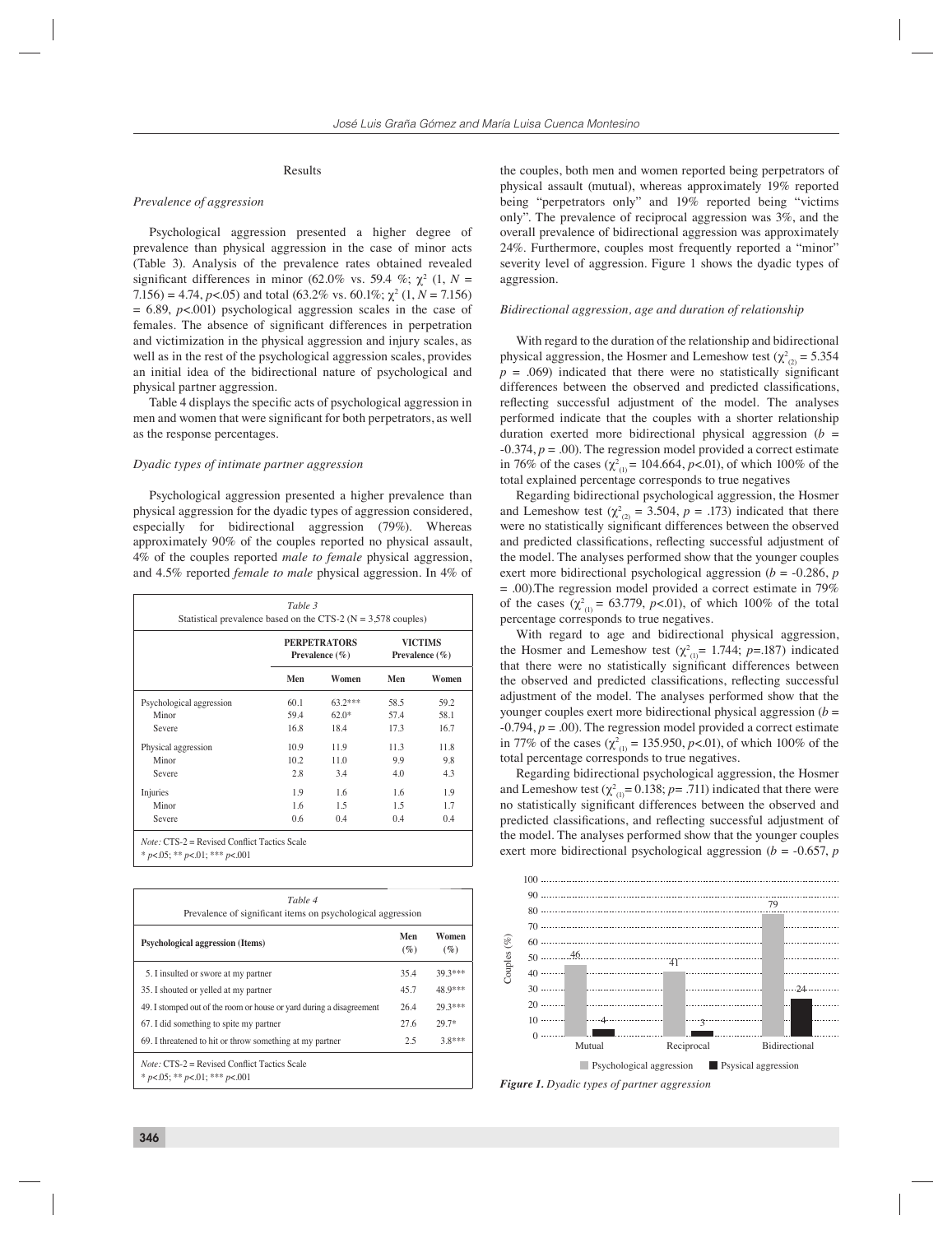## Results

### *Prevalence of aggression*

Psychological aggression presented a higher degree of prevalence than physical aggression in the case of minor acts (Table 3). Analysis of the prevalence rates obtained revealed significant differences in minor (62.0% vs. 59.4 %; $\chi^2$ (1, *N* = 7.156) = 4.74, *p*<.05) and total (63.2% vs. 60.1%; $\chi^2$ (1, *N* = 7.156) = 6.89, *p*<.001) psychological aggression scales in the case of females. The absence of significant differences in perpetration and victimization in the physical aggression and injury scales, as well as in the rest of the psychological aggression scales, provides an initial idea of the bidirectional nature of psychological and physical partner aggression.

Table 4 displays the specific acts of psychological aggression in men and women that were significant for both perpetrators, as well as the response percentages.

### *Dyadic types of intimate partner aggression*

Psychological aggression presented a higher prevalence than physical aggression for the dyadic types of aggression considered, especially for bidirectional aggression (79%). Whereas approximately 90% of the couples reported no physical assault, 4% of the couples reported *male to female* physical aggression, and 4.5% reported *female to male* physical aggression. In 4% of the couples, both men and women reported being perpetrators of physical assault (mutual), whereas approximately 19% reported being "perpetrators only" and 19% reported being "victims only". The prevalence of reciprocal aggression was 3%, and the overall prevalence of bidirectional aggression was approximately 24%. Furthermore, couples most frequently reported a "minor" severity level of aggression. Figure 1 shows the dyadic types of aggression.

*Table 3*
Statistical prevalence based on the CTS-2 (N = 3,578 couples)

| | PERPETRATORS Prevalence (%) | | VICTIMS Prevalence (%) | |
|---|---|---|---|---|
| | Men | Women | Men | Women |
| Psychological aggression | 60.1 | 63.2*** | 58.5 | 59.2 |
| Minor | 59.4 | 62.0* | 57.4 | 58.1 |
| Severe | 16.8 | 18.4 | 17.3 | 16.7 |
| Physical aggression | 10.9 | 11.9 | 11.3 | 11.8 |
| Minor | 10.2 | 11.0 | 9.9 | 9.8 |
| Severe | 2.8 | 3.4 | 4.0 | 4.3 |
| Injuries | 1.9 | 1.6 | 1.6 | 1.9 |
| Minor | 1.6 | 1.5 | 1.5 | 1.7 |
| Severe | 0.6 | 0.4 | 0.4 | 0.4 |

*Note:* CTS-2 = Revised Conflict Tactics Scale
* *p*<.05; ** *p*<.01; *** *p*<.001

*Table 4*
Prevalence of significant items on psychological aggression

| Psychological aggression (Items) | Men (%) | Women (%) |
|---|---|---|
| 5. I insulted or swore at my partner | 35.4 | 39.3*** |
| 35. I shouted or yelled at my partner | 45.7 | 48.9*** |
| 49. I stomped out of the room or house or yard during a disagreement | 26.4 | 29.3*** |
| 67. I did something to spite my partner | 27.6 | 29.7* |
| 69. I threatened to hit or throw something at my partner | 2.5 | 3.8*** |

*Note:* CTS-2 = Revised Conflict Tactics Scale
* *p*<.05; ** *p*<.01; *** *p*<.001

### *Bidirectional aggression, age and duration of relationship*

With regard to the duration of the relationship and bidirectional physical aggression, the Hosmer and Lemeshow test ($\chi^2_{(2)}$ = 5.354 *p* = .069) indicated that there were no statistically significant differences between the observed and predicted classifications, reflecting successful adjustment of the model. The analyses performed indicate that the couples with a shorter relationship duration exerted more bidirectional physical aggression (*b* = -0.374, *p* = .00). The regression model provided a correct estimate in 76% of the cases ($\chi^2_{(1)}$ = 104.664, *p*<.01), of which 100% of the total explained percentage corresponds to true negatives

Regarding bidirectional psychological aggression, the Hosmer and Lemeshow test ($\chi^2_{(2)}$ = 3.504, *p* = .173) indicated that there were no statistically significant differences between the observed and predicted classifications, reflecting successful adjustment of the model. The analyses performed show that the younger couples exert more bidirectional psychological aggression (*b* = -0.286, *p* = .00).The regression model provided a correct estimate in 79% of the cases ($\chi^2_{(1)}$ = 63.779, *p*<.01), of which 100% of the total percentage corresponds to true negatives.

With regard to age and bidirectional physical aggression, the Hosmer and Lemeshow test ($\chi^2_{(1)}$= 1.744; *p*=.187) indicated that there were no statistically significant differences between the observed and predicted classifications, reflecting successful adjustment of the model. The analyses performed show that the younger couples exert more bidirectional physical aggression (*b* = -0.794, *p* = .00). The regression model provided a correct estimate in 77% of the cases ($\chi^2_{(1)}$ = 135.950, *p*<.01), of which 100% of the total percentage corresponds to true negatives.

Regarding bidirectional psychological aggression, the Hosmer and Lemeshow test ($\chi^2_{(1)}$= 0.138; *p*= .711) indicated that there were no statistically significant differences between the observed and predicted classifications, and reflecting successful adjustment of the model. The analyses performed show that the younger couples exert more bidirectional psychological aggression (*b* = -0.657, *p*

| Couples (%) | Psychological aggression | Psysical aggression |
|---|---|---|
| Mutual | 46 | 4 |
| Reciprocal | 41 | 3 |
| Bidirectional | 79 | 24 |

***Figure 1. Dyadic types of partner aggression***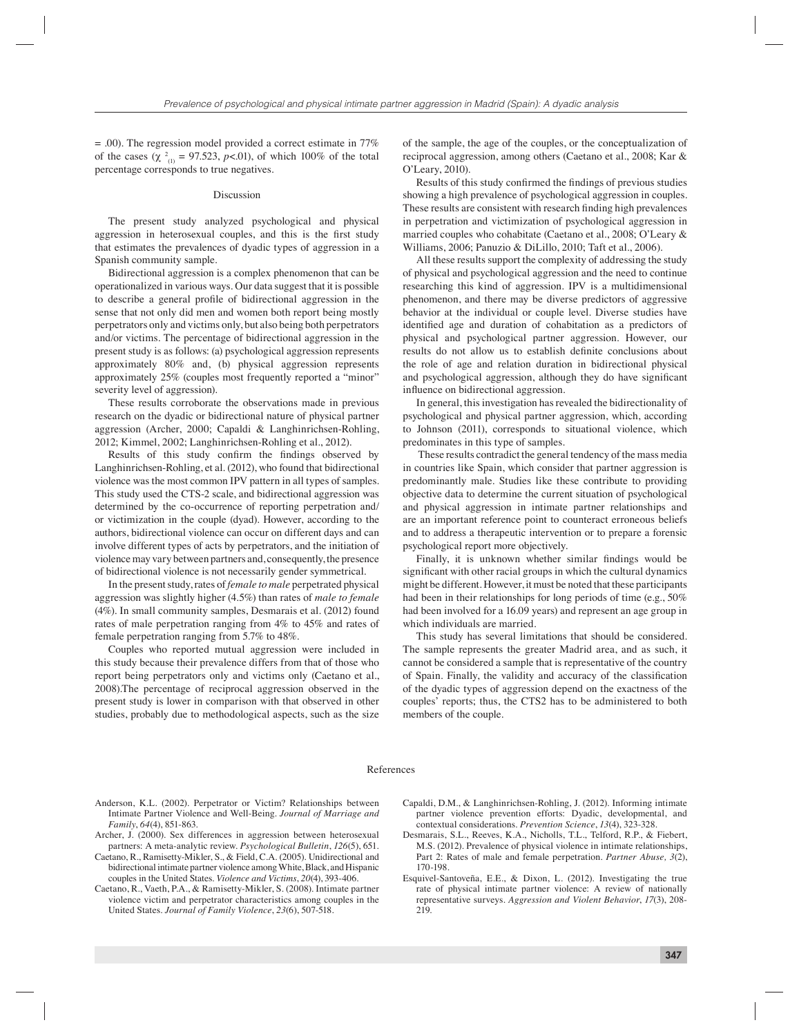= .00). The regression model provided a correct estimate in 77% of the cases ($\chi^2_{(1)}$ = 97.523, $p$<.01), of which 100% of the total percentage corresponds to true negatives.

## Discussion

The present study analyzed psychological and physical aggression in heterosexual couples, and this is the first study that estimates the prevalences of dyadic types of aggression in a Spanish community sample.

Bidirectional aggression is a complex phenomenon that can be operationalized in various ways. Our data suggest that it is possible to describe a general profile of bidirectional aggression in the sense that not only did men and women both report being mostly perpetrators only and victims only, but also being both perpetrators and/or victims. The percentage of bidirectional aggression in the present study is as follows: (a) psychological aggression represents approximately 80% and, (b) physical aggression represents approximately 25% (couples most frequently reported a "minor" severity level of aggression).

These results corroborate the observations made in previous research on the dyadic or bidirectional nature of physical partner aggression (Archer, 2000; Capaldi & Langhinrichsen-Rohling, 2012; Kimmel, 2002; Langhinrichsen-Rohling et al., 2012).

Results of this study confirm the findings observed by Langhinrichsen-Rohling, et al. (2012), who found that bidirectional violence was the most common IPV pattern in all types of samples. This study used the CTS-2 scale, and bidirectional aggression was determined by the co-occurrence of reporting perpetration and/or victimization in the couple (dyad). However, according to the authors, bidirectional violence can occur on different days and can involve different types of acts by perpetrators, and the initiation of violence may vary between partners and, consequently, the presence of bidirectional violence is not necessarily gender symmetrical.

In the present study, rates of *female to male* perpetrated physical aggression was slightly higher (4.5%) than rates of *male to female* (4%). In small community samples, Desmarais et al. (2012) found rates of male perpetration ranging from 4% to 45% and rates of female perpetration ranging from 5.7% to 48%.

Couples who reported mutual aggression were included in this study because their prevalence differs from that of those who report being perpetrators only and victims only (Caetano et al., 2008).The percentage of reciprocal aggression observed in the present study is lower in comparison with that observed in other studies, probably due to methodological aspects, such as the size of the sample, the age of the couples, or the conceptualization of reciprocal aggression, among others (Caetano et al., 2008; Kar & O'Leary, 2010).

Results of this study confirmed the findings of previous studies showing a high prevalence of psychological aggression in couples. These results are consistent with research finding high prevalences in perpetration and victimization of psychological aggression in married couples who cohabitate (Caetano et al., 2008; O'Leary & Williams, 2006; Panuzio & DiLillo, 2010; Taft et al., 2006).

All these results support the complexity of addressing the study of physical and psychological aggression and the need to continue researching this kind of aggression. IPV is a multidimensional phenomenon, and there may be diverse predictors of aggressive behavior at the individual or couple level. Diverse studies have identified age and duration of cohabitation as a predictors of physical and psychological partner aggression. However, our results do not allow us to establish definite conclusions about the role of age and relation duration in bidirectional physical and psychological aggression, although they do have significant influence on bidirectional aggression.

In general, this investigation has revealed the bidirectionality of psychological and physical partner aggression, which, according to Johnson (2011), corresponds to situational violence, which predominates in this type of samples.

These results contradict the general tendency of the mass media in countries like Spain, which consider that partner aggression is predominantly male. Studies like these contribute to providing objective data to determine the current situation of psychological and physical aggression in intimate partner relationships and are an important reference point to counteract erroneous beliefs and to address a therapeutic intervention or to prepare a forensic psychological report more objectively.

Finally, it is unknown whether similar findings would be significant with other racial groups in which the cultural dynamics might be different. However, it must be noted that these participants had been in their relationships for long periods of time (e.g., 50% had been involved for a 16.09 years) and represent an age group in which individuals are married.

This study has several limitations that should be considered. The sample represents the greater Madrid area, and as such, it cannot be considered a sample that is representative of the country of Spain. Finally, the validity and accuracy of the classification of the dyadic types of aggression depend on the exactness of the couples' reports; thus, the CTS2 has to be administered to both members of the couple.

## References

Anderson, K.L. (2002). Perpetrator or Victim? Relationships between Intimate Partner Violence and Well-Being. *Journal of Marriage and Family*, *64*(4), 851-863.

Archer, J. (2000). Sex differences in aggression between heterosexual partners: A meta-analytic review. *Psychological Bulletin*, *126*(5), 651.

Caetano, R., Ramisetty-Mikler, S., & Field, C.A. (2005). Unidirectional and bidirectional intimate partner violence among White, Black, and Hispanic couples in the United States. *Violence and Victims*, *20*(4), 393-406.

Caetano, R., Vaeth, P.A., & Ramisetty-Mikler, S. (2008). Intimate partner violence victim and perpetrator characteristics among couples in the United States. *Journal of Family Violence*, *23*(6), 507-518.

Capaldi, D.M., & Langhinrichsen-Rohling, J. (2012). Informing intimate partner violence prevention efforts: Dyadic, developmental, and contextual considerations. *Prevention Science*, *13*(4), 323-328.

Desmarais, S.L., Reeves, K.A., Nicholls, T.L., Telford, R.P., & Fiebert, M.S. (2012). Prevalence of physical violence in intimate relationships, Part 2: Rates of male and female perpetration. *Partner Abuse, 3*(2), 170-198.

Esquivel-Santoveña, E.E., & Dixon, L. (2012). Investigating the true rate of physical intimate partner violence: A review of nationally representative surveys. *Aggression and Violent Behavior*, *17*(3), 208-219.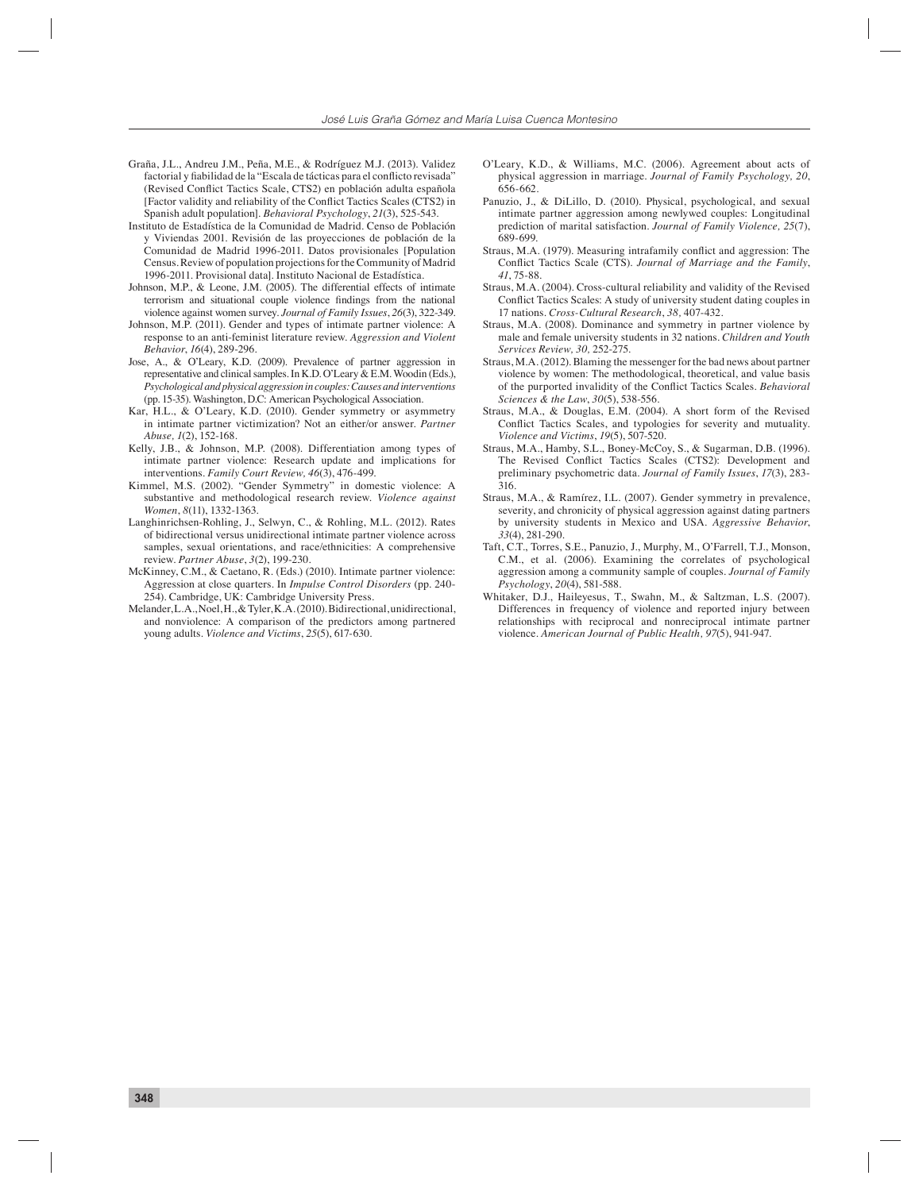Graña, J.L., Andreu J.M., Peña, M.E., & Rodríguez M.J. (2013). Validez factorial y fiabilidad de la "Escala de tácticas para el conflicto revisada" (Revised Conflict Tactics Scale, CTS2) en población adulta española [Factor validity and reliability of the Conflict Tactics Scales (CTS2) in Spanish adult population]. *Behavioral Psychology*, *21*(3), 525-543.

Instituto de Estadística de la Comunidad de Madrid. Censo de Población y Viviendas 2001. Revisión de las proyecciones de población de la Comunidad de Madrid 1996-2011. Datos provisionales [Population Census. Review of population projections for the Community of Madrid 1996-2011. Provisional data]. Instituto Nacional de Estadística.

Johnson, M.P., & Leone, J.M. (2005). The differential effects of intimate terrorism and situational couple violence findings from the national violence against women survey. *Journal of Family Issues*, *26*(3), 322-349.

Johnson, M.P. (2011). Gender and types of intimate partner violence: A response to an anti-feminist literature review. *Aggression and Violent Behavior*, *16*(4), 289-296.

Jose, A., & O'Leary, K.D. (2009). Prevalence of partner aggression in representative and clinical samples. In K.D. O'Leary & E.M. Woodin (Eds.), *Psychological and physical aggression in couples: Causes and interventions* (pp. 15-35). Washington, D.C: American Psychological Association.

Kar, H.L., & O'Leary, K.D. (2010). Gender symmetry or asymmetry in intimate partner victimization? Not an either/or answer. *Partner Abuse, 1*(2), 152-168.

Kelly, J.B., & Johnson, M.P. (2008). Differentiation among types of intimate partner violence: Research update and implications for interventions. *Family Court Review, 46*(3), 476-499.

Kimmel, M.S. (2002). "Gender Symmetry" in domestic violence: A substantive and methodological research review. *Violence against Women*, *8*(11), 1332-1363.

Langhinrichsen-Rohling, J., Selwyn, C., & Rohling, M.L. (2012). Rates of bidirectional versus unidirectional intimate partner violence across samples, sexual orientations, and race/ethnicities: A comprehensive review. *Partner Abuse*, *3*(2), 199-230.

McKinney, C.M., & Caetano, R. (Eds.) (2010). Intimate partner violence: Aggression at close quarters. In *Impulse Control Disorders* (pp. 240-254). Cambridge, UK: Cambridge University Press.

Melander, L.A., Noel, H., & Tyler, K.A. (2010). Bidirectional, unidirectional, and nonviolence: A comparison of the predictors among partnered young adults. *Violence and Victims*, *25*(5), 617-630.

O'Leary, K.D., & Williams, M.C. (2006). Agreement about acts of physical aggression in marriage. *Journal of Family Psychology, 20*, 656-662.

Panuzio, J., & DiLillo, D. (2010). Physical, psychological, and sexual intimate partner aggression among newlywed couples: Longitudinal prediction of marital satisfaction. *Journal of Family Violence, 25*(7), 689-699.

Straus, M.A. (1979). Measuring intrafamily conflict and aggression: The Conflict Tactics Scale (CTS). *Journal of Marriage and the Family*, *41*, 75-88.

Straus, M.A. (2004). Cross-cultural reliability and validity of the Revised Conflict Tactics Scales: A study of university student dating couples in 17 nations. *Cross-Cultural Research*, *38,* 407-432.

Straus, M.A. (2008). Dominance and symmetry in partner violence by male and female university students in 32 nations. *Children and Youth Services Review, 30,* 252-275.

Straus, M.A. (2012). Blaming the messenger for the bad news about partner violence by women: The methodological, theoretical, and value basis of the purported invalidity of the Conflict Tactics Scales. *Behavioral Sciences & the Law*, *30*(5), 538-556.

Straus, M.A., & Douglas, E.M. (2004). A short form of the Revised Conflict Tactics Scales, and typologies for severity and mutuality. *Violence and Victims*, *19*(5), 507-520.

Straus, M.A., Hamby, S.L., Boney-McCoy, S., & Sugarman, D.B. (1996). The Revised Conflict Tactics Scales (CTS2): Development and preliminary psychometric data. *Journal of Family Issues*, *17*(3), 283-316.

Straus, M.A., & Ramírez, I.L. (2007). Gender symmetry in prevalence, severity, and chronicity of physical aggression against dating partners by university students in Mexico and USA. *Aggressive Behavior*, *33*(4), 281-290.

Taft, C.T., Torres, S.E., Panuzio, J., Murphy, M., O'Farrell, T.J., Monson, C.M., et al. (2006). Examining the correlates of psychological aggression among a community sample of couples. *Journal of Family Psychology*, *20*(4), 581-588.

Whitaker, D.J., Haileyesus, T., Swahn, M., & Saltzman, L.S. (2007). Differences in frequency of violence and reported injury between relationships with reciprocal and nonreciprocal intimate partner violence. *American Journal of Public Health, 97*(5), 941-947.